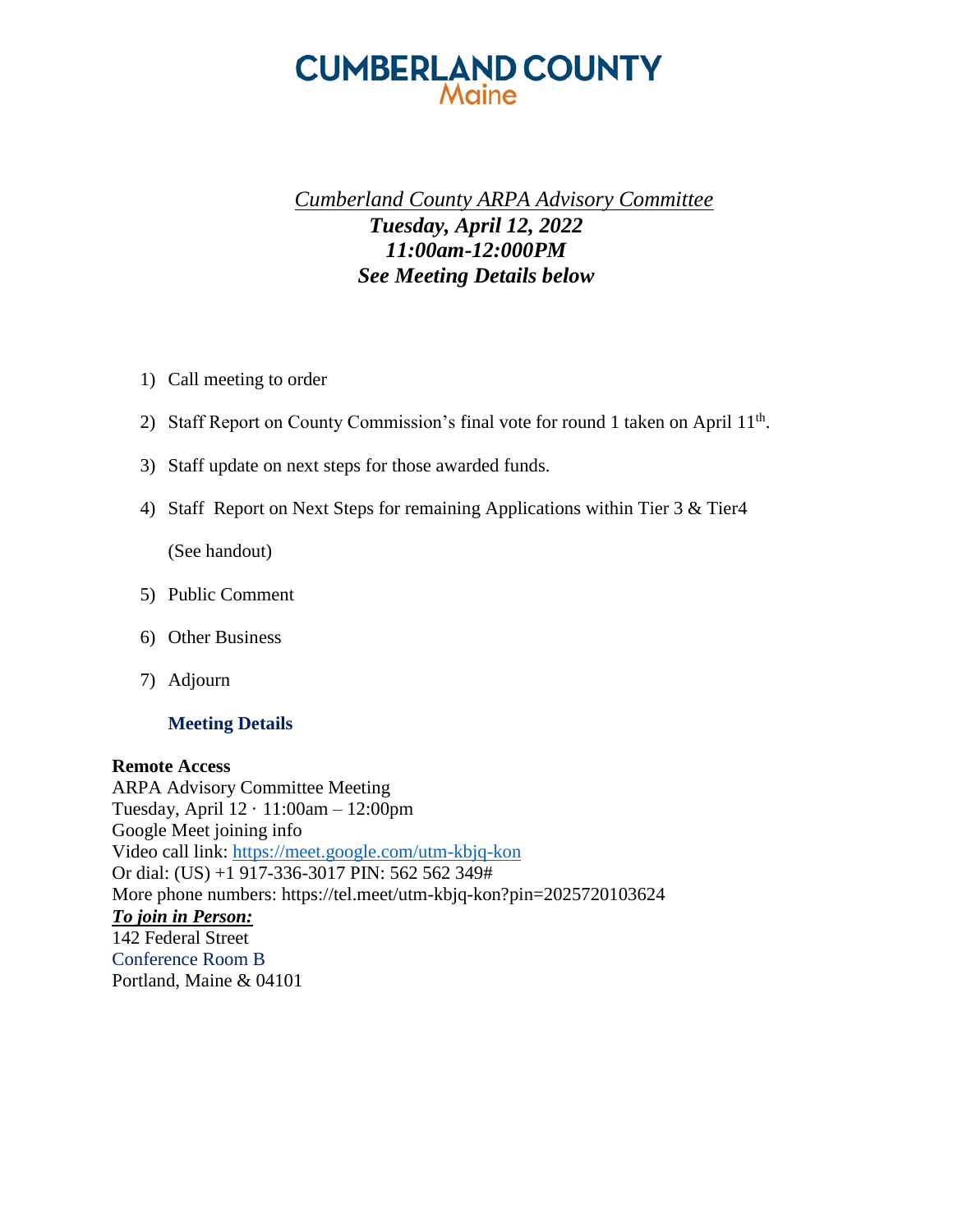# CUMBERLAND COUNTY
## Maine

*Cumberland County ARPA Advisory Committee*

***Tuesday, April 12, 2022***

***11:00am-12:000PM***

***See Meeting Details below***

1) Call meeting to order

2) Staff Report on County Commission's final vote for round 1 taken on April 11th.

3) Staff update on next steps for those awarded funds.

4) Staff Report on Next Steps for remaining Applications within Tier 3 & Tier4

   (See handout)

5) Public Comment

6) Other Business

7) Adjourn

**Meeting Details**

**Remote Access**
ARPA Advisory Committee Meeting
Tuesday, April 12 · 11:00am – 12:00pm
Google Meet joining info
Video call link: https://meet.google.com/utm-kbjq-kon
Or dial: (US) +1 917-336-3017 PIN: 562 562 349#
More phone numbers: https://tel.meet/utm-kbjq-kon?pin=2025720103624
***To join in Person:***
142 Federal Street
Conference Room B
Portland, Maine & 04101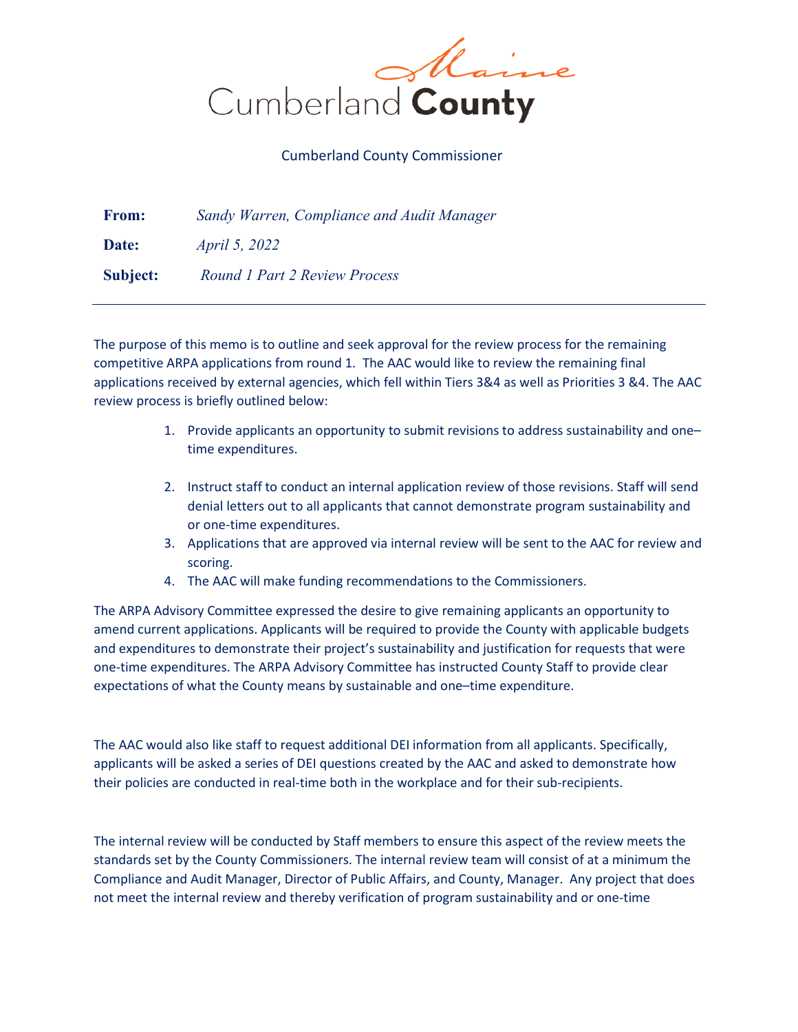Cumberland County

Cumberland County Commissioner

**From:** *Sandy Warren, Compliance and Audit Manager*

**Date:** *April 5, 2022*

**Subject:** *Round 1 Part 2 Review Process*

---

The purpose of this memo is to outline and seek approval for the review process for the remaining competitive ARPA applications from round 1. The AAC would like to review the remaining final applications received by external agencies, which fell within Tiers 3&4 as well as Priorities 3 &4. The AAC review process is briefly outlined below:

1. Provide applicants an opportunity to submit revisions to address sustainability and one–time expenditures.
2. Instruct staff to conduct an internal application review of those revisions. Staff will send denial letters out to all applicants that cannot demonstrate program sustainability and or one-time expenditures.
3. Applications that are approved via internal review will be sent to the AAC for review and scoring.
4. The AAC will make funding recommendations to the Commissioners.

The ARPA Advisory Committee expressed the desire to give remaining applicants an opportunity to amend current applications. Applicants will be required to provide the County with applicable budgets and expenditures to demonstrate their project's sustainability and justification for requests that were one-time expenditures. The ARPA Advisory Committee has instructed County Staff to provide clear expectations of what the County means by sustainable and one–time expenditure.

The AAC would also like staff to request additional DEI information from all applicants. Specifically, applicants will be asked a series of DEI questions created by the AAC and asked to demonstrate how their policies are conducted in real-time both in the workplace and for their sub-recipients.

The internal review will be conducted by Staff members to ensure this aspect of the review meets the standards set by the County Commissioners. The internal review team will consist of at a minimum the Compliance and Audit Manager, Director of Public Affairs, and County, Manager. Any project that does not meet the internal review and thereby verification of program sustainability and or one-time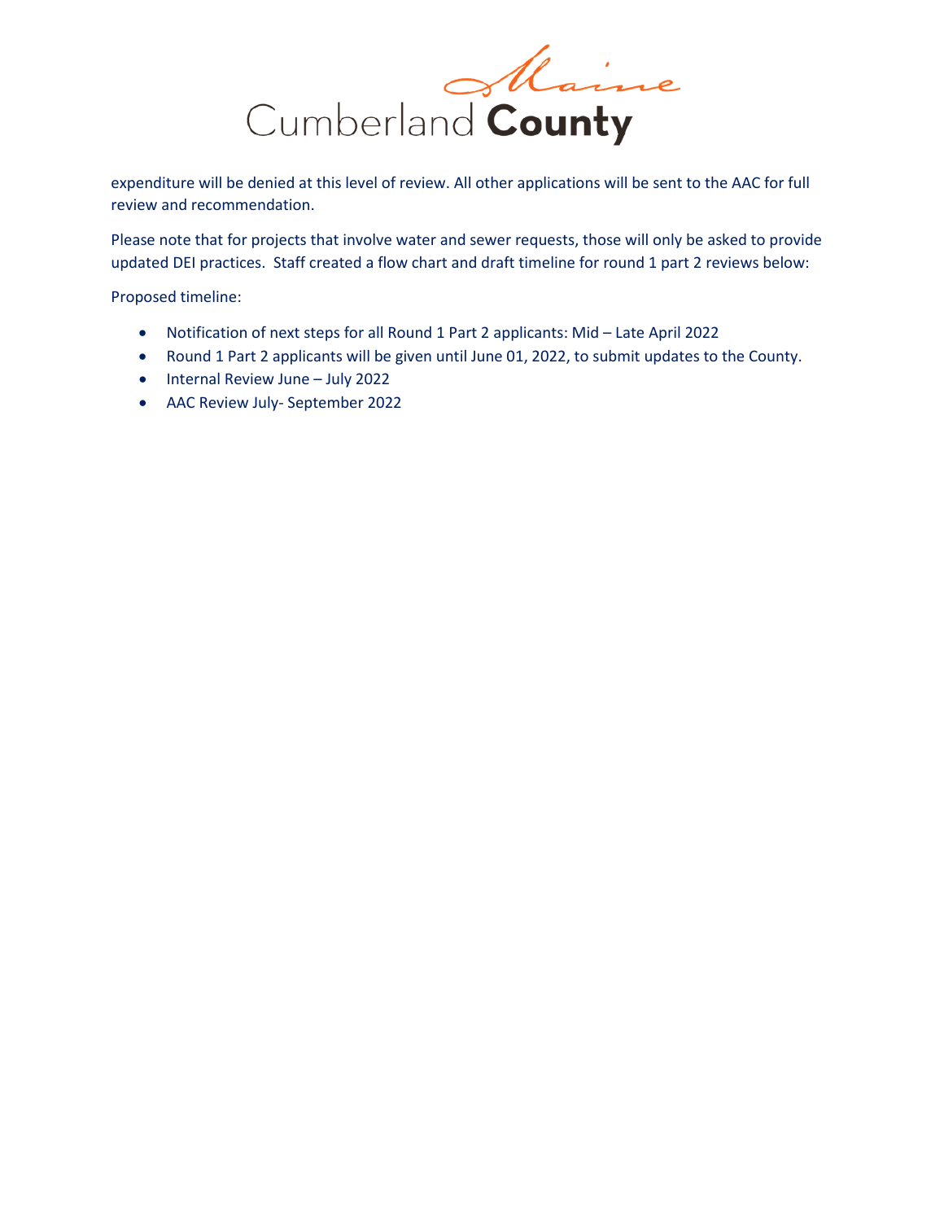expenditure will be denied at this level of review. All other applications will be sent to the AAC for full review and recommendation.

Please note that for projects that involve water and sewer requests, those will only be asked to provide updated DEI practices. Staff created a flow chart and draft timeline for round 1 part 2 reviews below:

Proposed timeline:

- Notification of next steps for all Round 1 Part 2 applicants: Mid – Late April 2022
- Round 1 Part 2 applicants will be given until June 01, 2022, to submit updates to the County.
- Internal Review June – July 2022
- AAC Review July- September 2022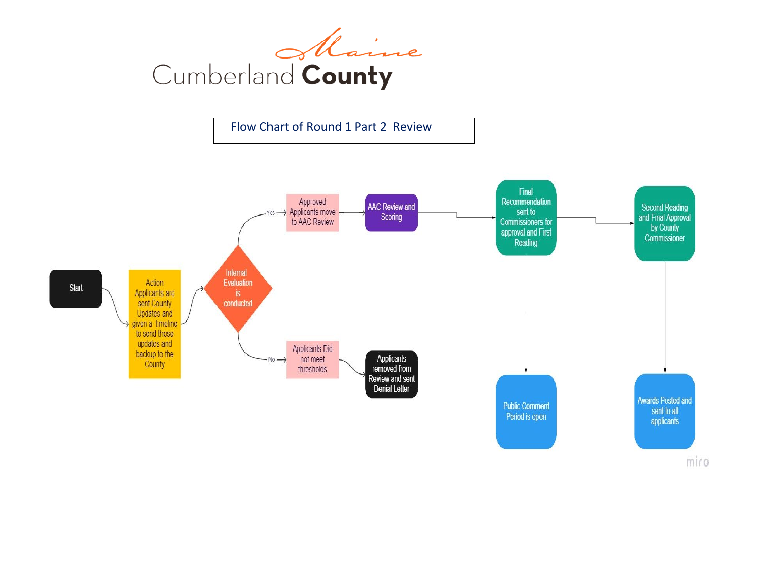Cumberland County Maine

Flow Chart of Round 1 Part 2 Review

Start

Action Applicants are sent County Updates and given a timeline to send those updates and backup to the County

Internal Evaluation is conducted

Yes

Approved Applicants move to AAC Review

AAC Review and Scoring

No

Applicants Did not meet thresholds

Applicants removed from Review and sent Denial Letter

Final Recommendation sent to Commissioners for approval and First Reading

Public Comment Period is open

Second Reading and Final Approval by County Commissioner

Awards Posted and sent to all applicants

miro